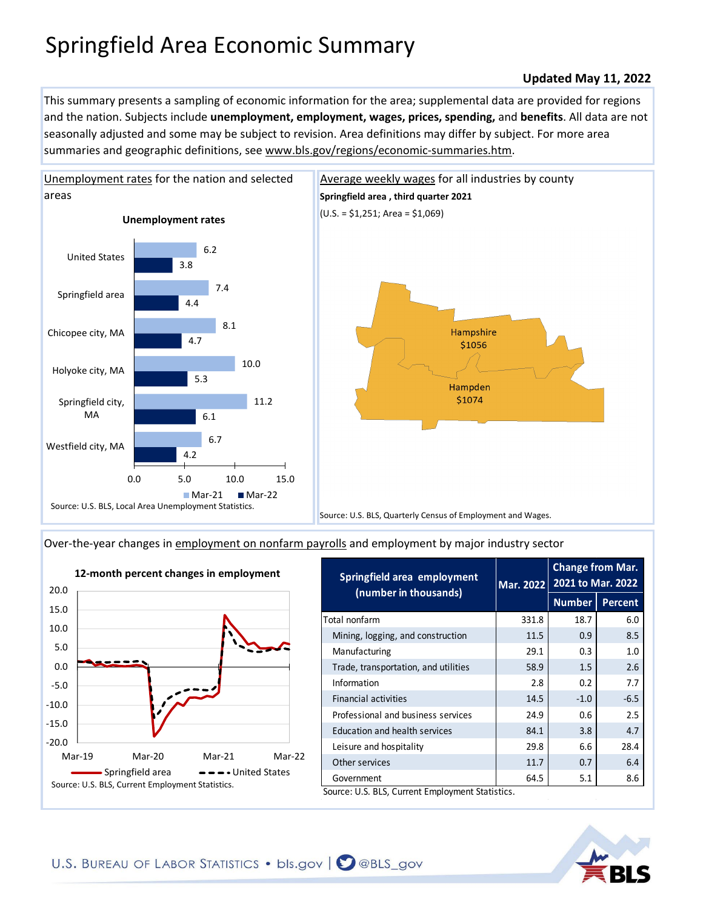# Springfield Area Economic Summary

**Updated May 11, 2022**

This summary presents a sampling of economic information for the area; supplemental data are provided for regions and the nation. Subjects include **unemployment, employment, wages, prices, spending,** and **benefits**. All data are not seasonally adjusted and some may be subject to revision. Area definitions may differ by subject. For more area summaries and geographic definitions, see www.bls.gov/regions/economic-summaries.htm.

## Unemployment rates for the nation and selected areas

**Unemployment rates**

United States
6.2
3.8
Springfield area
7.4
4.4
Chicopee city, MA
8.1
4.7
Holyoke city, MA
10.0
5.3
Springfield city, MA
11.2
6.1
Westfield city, MA
6.7
4.2

0.0 5.0 10.0 15.0

Mar-21 Mar-22

Source: U.S. BLS, Local Area Unemployment Statistics.

## Average weekly wages for all industries by county

**Springfield area , third quarter 2021**

(U.S. = $1,251; Area = $1,069)

Hampshire
$1056
Hampden
$1074

Source: U.S. BLS, Quarterly Census of Employment and Wages.

## Over-the-year changes in employment on nonfarm payrolls and employment by major industry sector

**12-month percent changes in employment**

20.0
15.0
10.0
5.0
0.0
-5.0
-10.0
-15.0
-20.0

Mar-19 Mar-20 Mar-21 Mar-22

Springfield area United States

Source: U.S. BLS, Current Employment Statistics.

| Springfield area employment (number in thousands) | Mar. 2022 | Change from Mar. 2021 to Mar. 2022 | |
|---|---|---|---|
| | | Number | Percent |
| Total nonfarm | 331.8 | 18.7 | 6.0 |
| Mining, logging, and construction | 11.5 | 0.9 | 8.5 |
| Manufacturing | 29.1 | 0.3 | 1.0 |
| Trade, transportation, and utilities | 58.9 | 1.5 | 2.6 |
| Information | 2.8 | 0.2 | 7.7 |
| Financial activities | 14.5 | -1.0 | -6.5 |
| Professional and business services | 24.9 | 0.6 | 2.5 |
| Education and health services | 84.1 | 3.8 | 4.7 |
| Leisure and hospitality | 29.8 | 6.6 | 28.4 |
| Other services | 11.7 | 0.7 | 6.4 |
| Government | 64.5 | 5.1 | 8.6 |

Source: U.S. BLS, Current Employment Statistics.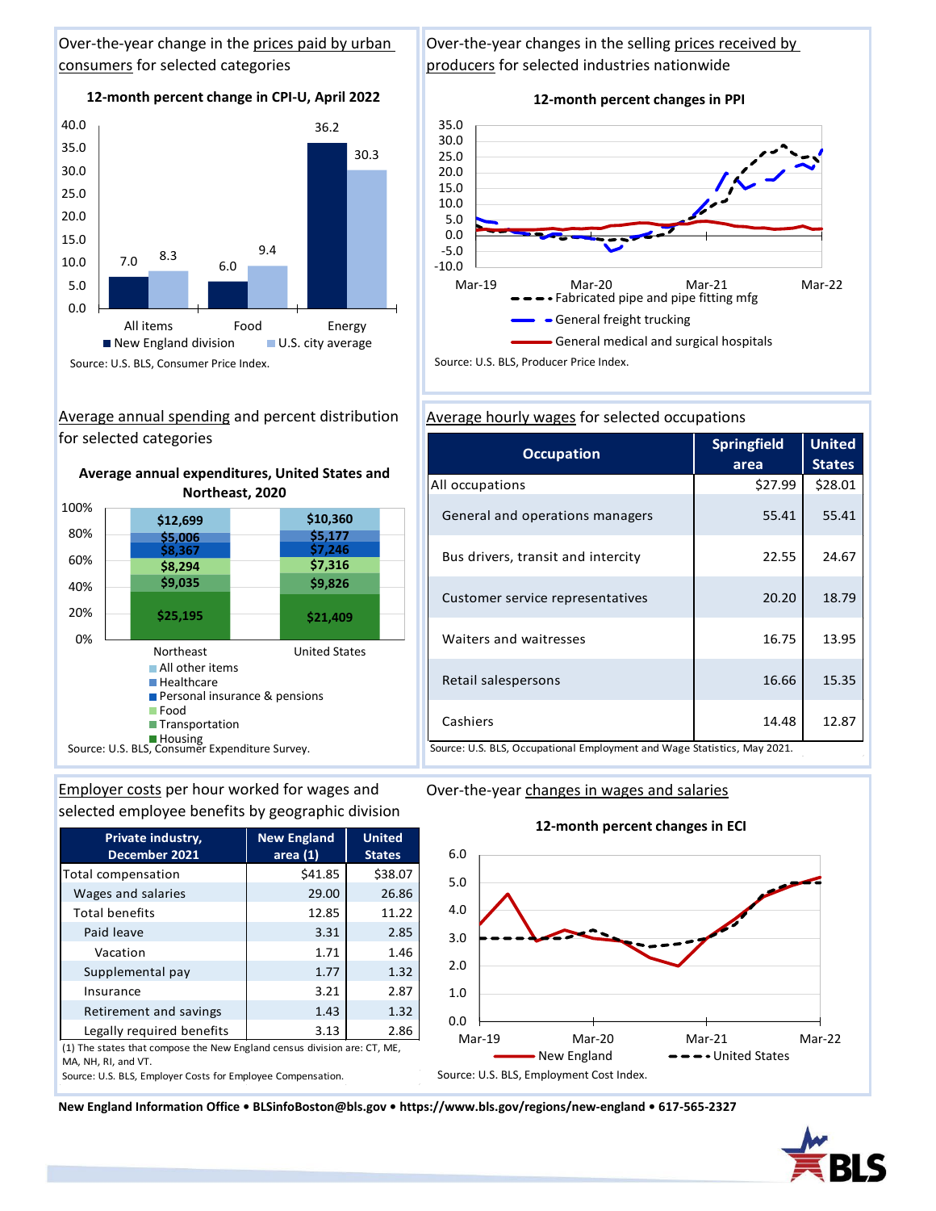## Over-the-year change in the prices paid by urban consumers for selected categories

**12-month percent change in CPI-U, April 2022**

40.0
35.0
30.0
25.0
20.0
15.0
10.0
5.0
0.0

7.0
8.3
6.0
9.4
36.2
30.3

All items
Food
Energy

New England division
U.S. city average

Source: U.S. BLS, Consumer Price Index.

## Over-the-year changes in the selling prices received by producers for selected industries nationwide

**12-month percent changes in PPI**

35.0
30.0
25.0
20.0
15.0
10.0
5.0
0.0
-5.0
-10.0

Mar-19
Mar-20
Mar-21
Mar-22

Fabricated pipe and pipe fitting mfg
General freight trucking
General medical and surgical hospitals

Source: U.S. BLS, Producer Price Index.

## Average annual spending and percent distribution for selected categories

**Average annual expenditures, United States and Northeast, 2020**

100%
80%
60%
40%
20%
0%

Northeast: $12,699; $5,006; $8,367; $8,294; $9,035; $25,195
United States: $10,360; $5,177; $7,246; $7,316; $9,826; $21,409

All other items
Healthcare
Personal insurance & pensions
Food
Transportation
Housing

Source: U.S. BLS, Consumer Expenditure Survey.

## Average hourly wages for selected occupations

| Occupation | Springfield area | United States |
|---|---|---|
| All occupations | $27.99 | $28.01 |
| General and operations managers | 55.41 | 55.41 |
| Bus drivers, transit and intercity | 22.55 | 24.67 |
| Customer service representatives | 20.20 | 18.79 |
| Waiters and waitresses | 16.75 | 13.95 |
| Retail salespersons | 16.66 | 15.35 |
| Cashiers | 14.48 | 12.87 |

Source: U.S. BLS, Occupational Employment and Wage Statistics, May 2021.

## Employer costs per hour worked for wages and selected employee benefits by geographic division

| Private industry, December 2021 | New England area (1) | United States |
|---|---|---|
| Total compensation | $41.85 | $38.07 |
| Wages and salaries | 29.00 | 26.86 |
| Total benefits | 12.85 | 11.22 |
| Paid leave | 3.31 | 2.85 |
| Vacation | 1.71 | 1.46 |
| Supplemental pay | 1.77 | 1.32 |
| Insurance | 3.21 | 2.87 |
| Retirement and savings | 1.43 | 1.32 |
| Legally required benefits | 3.13 | 2.86 |

(1) The states that compose the New England census division are: CT, ME, MA, NH, RI, and VT.

Source: U.S. BLS, Employer Costs for Employee Compensation.

## Over-the-year changes in wages and salaries

**12-month percent changes in ECI**

6.0
5.0
4.0
3.0
2.0
1.0
0.0

Mar-19
Mar-20
Mar-21
Mar-22

New England
United States

Source: U.S. BLS, Employment Cost Index.

**New England Information Office • BLSinfoBoston@bls.gov • https://www.bls.gov/regions/new-england • 617-565-2327**